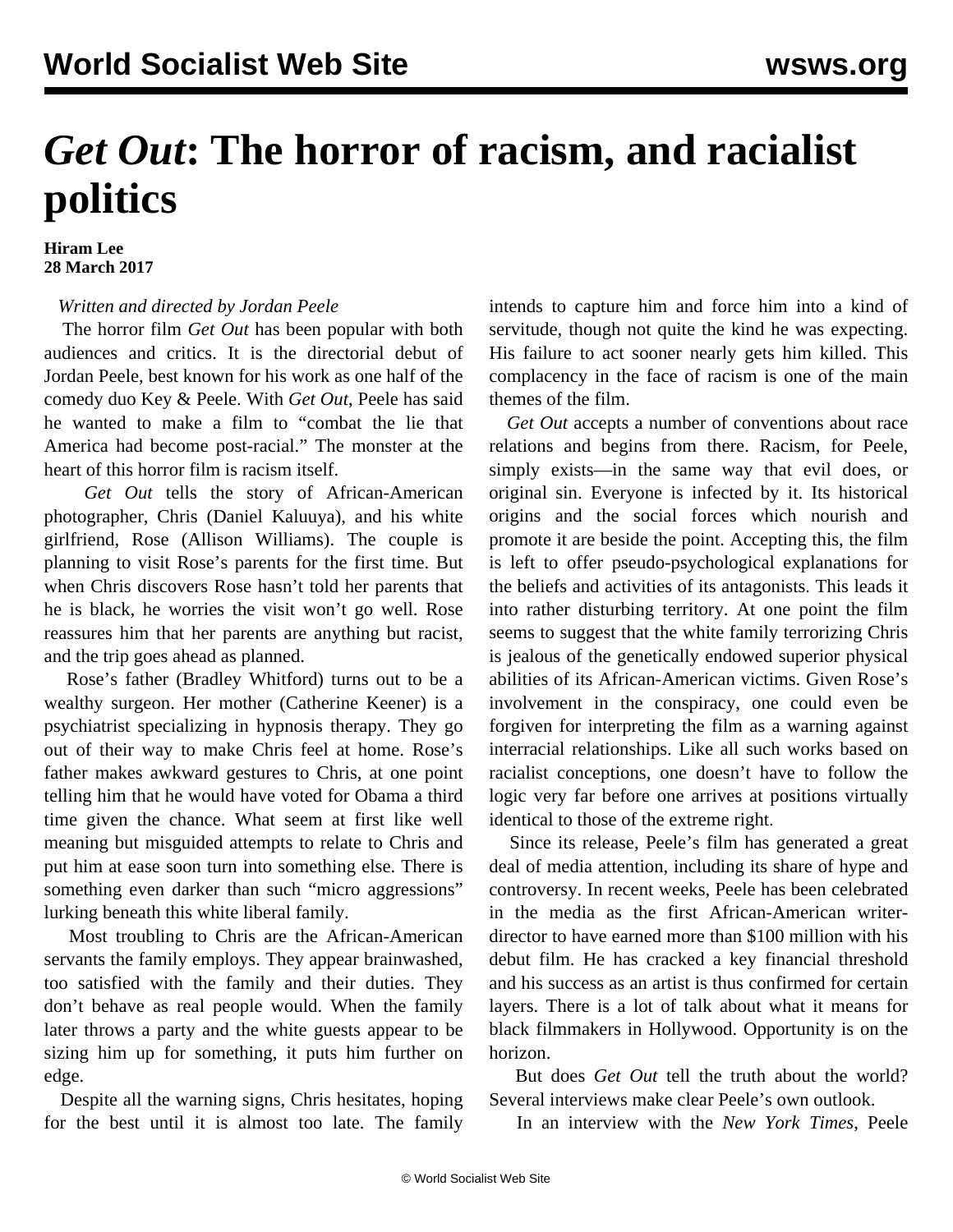# *Get Out*: The horror of racism, and racialist politics

**Hiram Lee**
**28 March 2017**

*Written and directed by Jordan Peele*

The horror film *Get Out* has been popular with both audiences and critics. It is the directorial debut of Jordan Peele, best known for his work as one half of the comedy duo Key & Peele. With *Get Out*, Peele has said he wanted to make a film to "combat the lie that America had become post-racial." The monster at the heart of this horror film is racism itself.

*Get Out* tells the story of African-American photographer, Chris (Daniel Kaluuya), and his white girlfriend, Rose (Allison Williams). The couple is planning to visit Rose's parents for the first time. But when Chris discovers Rose hasn't told her parents that he is black, he worries the visit won't go well. Rose reassures him that her parents are anything but racist, and the trip goes ahead as planned.

Rose's father (Bradley Whitford) turns out to be a wealthy surgeon. Her mother (Catherine Keener) is a psychiatrist specializing in hypnosis therapy. They go out of their way to make Chris feel at home. Rose's father makes awkward gestures to Chris, at one point telling him that he would have voted for Obama a third time given the chance. What seem at first like well meaning but misguided attempts to relate to Chris and put him at ease soon turn into something else. There is something even darker than such "micro aggressions" lurking beneath this white liberal family.

Most troubling to Chris are the African-American servants the family employs. They appear brainwashed, too satisfied with the family and their duties. They don't behave as real people would. When the family later throws a party and the white guests appear to be sizing him up for something, it puts him further on edge.

Despite all the warning signs, Chris hesitates, hoping for the best until it is almost too late. The family intends to capture him and force him into a kind of servitude, though not quite the kind he was expecting. His failure to act sooner nearly gets him killed. This complacency in the face of racism is one of the main themes of the film.

*Get Out* accepts a number of conventions about race relations and begins from there. Racism, for Peele, simply exists—in the same way that evil does, or original sin. Everyone is infected by it. Its historical origins and the social forces which nourish and promote it are beside the point. Accepting this, the film is left to offer pseudo-psychological explanations for the beliefs and activities of its antagonists. This leads it into rather disturbing territory. At one point the film seems to suggest that the white family terrorizing Chris is jealous of the genetically endowed superior physical abilities of its African-American victims. Given Rose's involvement in the conspiracy, one could even be forgiven for interpreting the film as a warning against interracial relationships. Like all such works based on racialist conceptions, one doesn't have to follow the logic very far before one arrives at positions virtually identical to those of the extreme right.

Since its release, Peele's film has generated a great deal of media attention, including its share of hype and controversy. In recent weeks, Peele has been celebrated in the media as the first African-American writer-director to have earned more than $100 million with his debut film. He has cracked a key financial threshold and his success as an artist is thus confirmed for certain layers. There is a lot of talk about what it means for black filmmakers in Hollywood. Opportunity is on the horizon.

But does *Get Out* tell the truth about the world? Several interviews make clear Peele's own outlook.

In an interview with the *New York Times*, Peele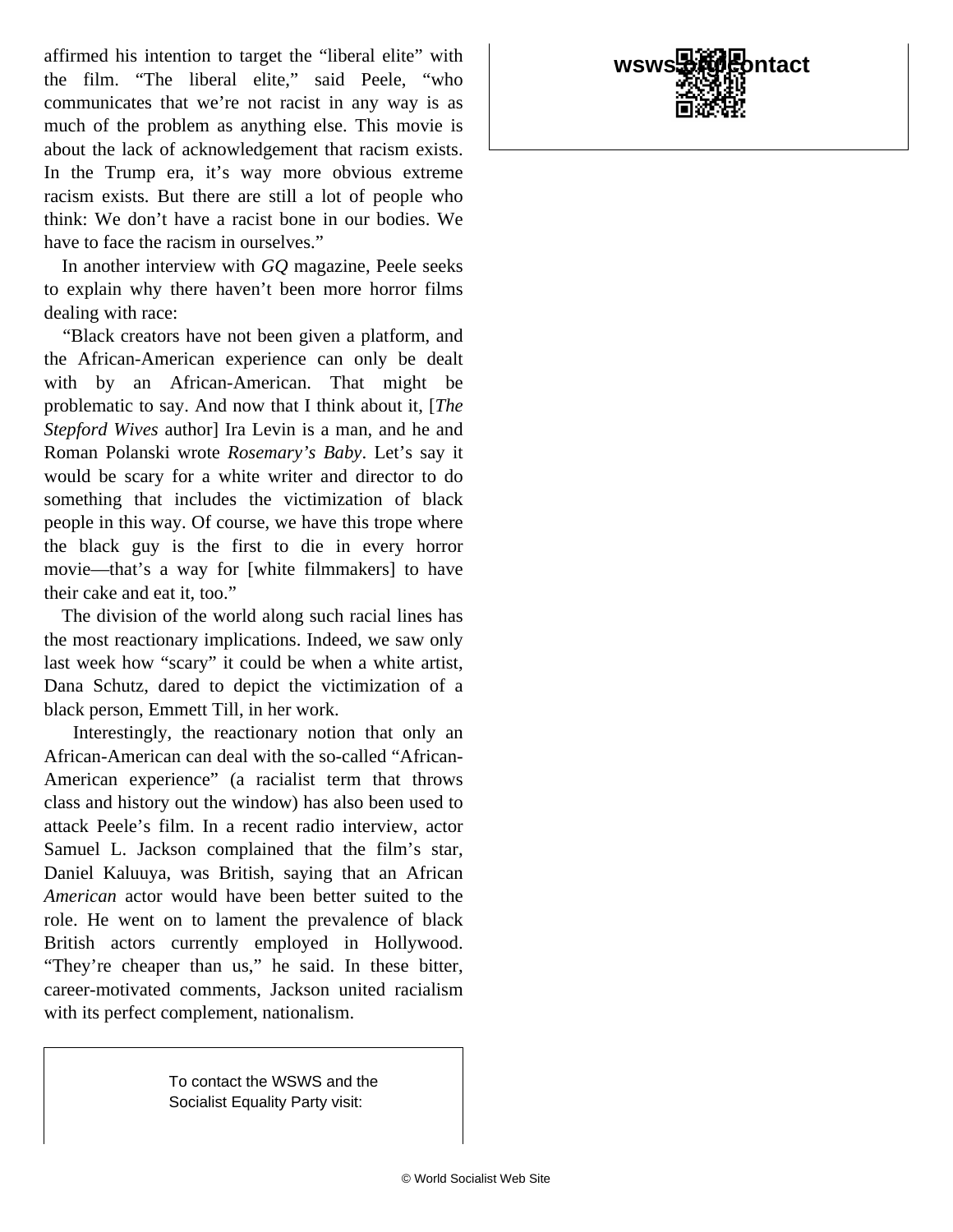affirmed his intention to target the "liberal elite" with the film. "The liberal elite," said Peele, "who communicates that we're not racist in any way is as much of the problem as anything else. This movie is about the lack of acknowledgement that racism exists. In the Trump era, it's way more obvious extreme racism exists. But there are still a lot of people who think: We don't have a racist bone in our bodies. We have to face the racism in ourselves."

In another interview with *GQ* magazine, Peele seeks to explain why there haven't been more horror films dealing with race:

"Black creators have not been given a platform, and the African-American experience can only be dealt with by an African-American. That might be problematic to say. And now that I think about it, [*The Stepford Wives* author] Ira Levin is a man, and he and Roman Polanski wrote *Rosemary's Baby*. Let's say it would be scary for a white writer and director to do something that includes the victimization of black people in this way. Of course, we have this trope where the black guy is the first to die in every horror movie—that's a way for [white filmmakers] to have their cake and eat it, too."

The division of the world along such racial lines has the most reactionary implications. Indeed, we saw only last week how "scary" it could be when a white artist, Dana Schutz, dared to depict the victimization of a black person, Emmett Till, in her work.

Interestingly, the reactionary notion that only an African-American can deal with the so-called "African-American experience" (a racialist term that throws class and history out the window) has also been used to attack Peele's film. In a recent radio interview, actor Samuel L. Jackson complained that the film's star, Daniel Kaluuya, was British, saying that an African *American* actor would have been better suited to the role. He went on to lament the prevalence of black British actors currently employed in Hollywood. "They're cheaper than us," he said. In these bitter, career-motivated comments, Jackson united racialism with its perfect complement, nationalism.

To contact the WSWS and the Socialist Equality Party visit:

**wsws.org/contact**